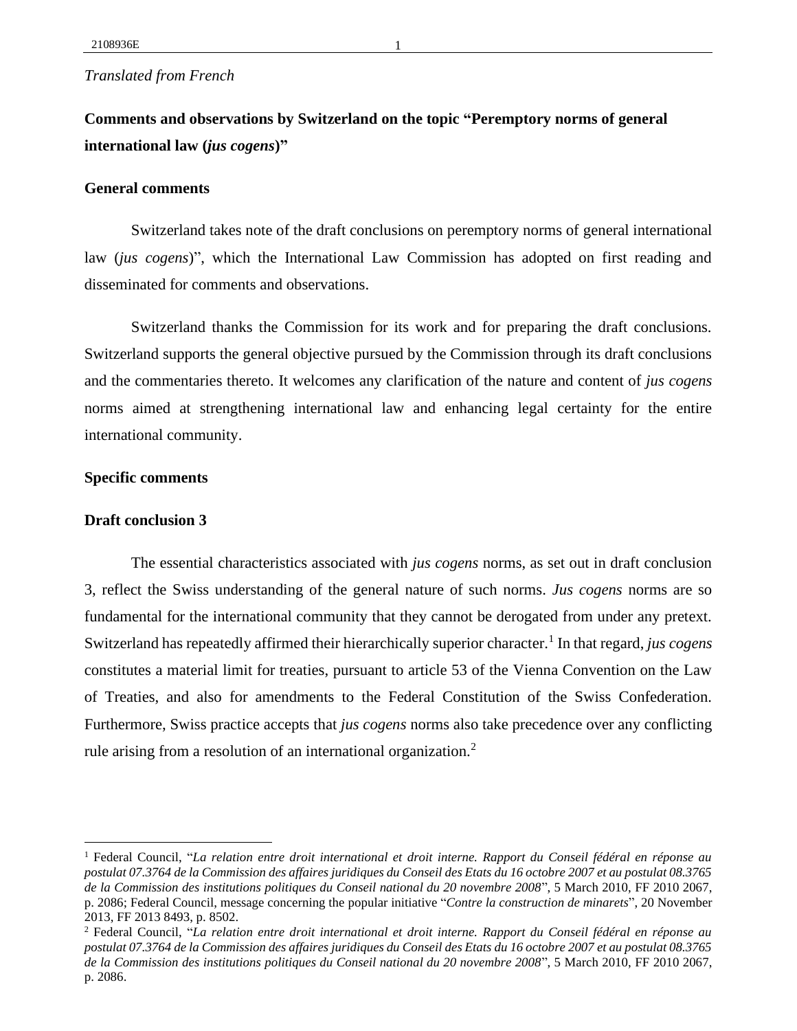*Translated from French*

# Comments and observations by Switzerland on the topic "Peremptory norms of general international law (*jus cogens*)"

## General comments

Switzerland takes note of the draft conclusions on peremptory norms of general international law (*jus cogens*)", which the International Law Commission has adopted on first reading and disseminated for comments and observations.

Switzerland thanks the Commission for its work and for preparing the draft conclusions. Switzerland supports the general objective pursued by the Commission through its draft conclusions and the commentaries thereto. It welcomes any clarification of the nature and content of *jus cogens* norms aimed at strengthening international law and enhancing legal certainty for the entire international community.

## Specific comments

### Draft conclusion 3

The essential characteristics associated with *jus cogens* norms, as set out in draft conclusion 3, reflect the Swiss understanding of the general nature of such norms. *Jus cogens* norms are so fundamental for the international community that they cannot be derogated from under any pretext. Switzerland has repeatedly affirmed their hierarchically superior character.[1] In that regard, *jus cogens* constitutes a material limit for treaties, pursuant to article 53 of the Vienna Convention on the Law of Treaties, and also for amendments to the Federal Constitution of the Swiss Confederation. Furthermore, Swiss practice accepts that *jus cogens* norms also take precedence over any conflicting rule arising from a resolution of an international organization.[2]

---

[1] Federal Council, "*La relation entre droit international et droit interne. Rapport du Conseil fédéral en réponse au postulat 07.3764 de la Commission des affaires juridiques du Conseil des Etats du 16 octobre 2007 et au postulat 08.3765 de la Commission des institutions politiques du Conseil national du 20 novembre 2008*", 5 March 2010, FF 2010 2067, p. 2086; Federal Council, message concerning the popular initiative "*Contre la construction de minarets*", 20 November 2013, FF 2013 8493, p. 8502.

[2] Federal Council, "*La relation entre droit international et droit interne. Rapport du Conseil fédéral en réponse au postulat 07.3764 de la Commission des affaires juridiques du Conseil des Etats du 16 octobre 2007 et au postulat 08.3765 de la Commission des institutions politiques du Conseil national du 20 novembre 2008*", 5 March 2010, FF 2010 2067, p. 2086.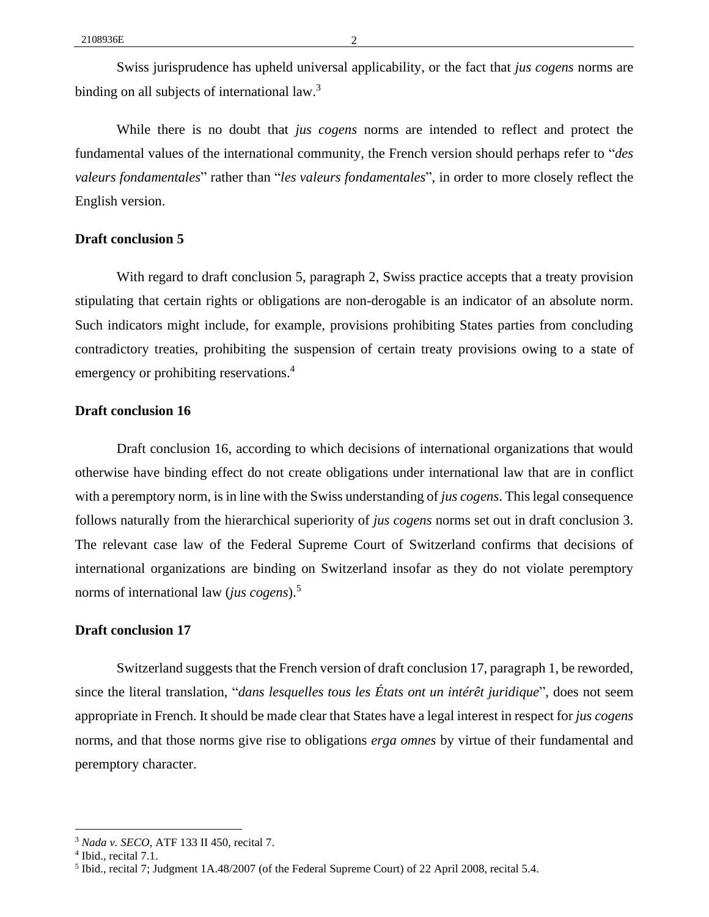Swiss jurisprudence has upheld universal applicability, or the fact that *jus cogens* norms are binding on all subjects of international law.[3]

While there is no doubt that *jus cogens* norms are intended to reflect and protect the fundamental values of the international community, the French version should perhaps refer to "*des valeurs fondamentales*" rather than "*les valeurs fondamentales*", in order to more closely reflect the English version.

**Draft conclusion 5**

With regard to draft conclusion 5, paragraph 2, Swiss practice accepts that a treaty provision stipulating that certain rights or obligations are non-derogable is an indicator of an absolute norm. Such indicators might include, for example, provisions prohibiting States parties from concluding contradictory treaties, prohibiting the suspension of certain treaty provisions owing to a state of emergency or prohibiting reservations.[4]

**Draft conclusion 16**

Draft conclusion 16, according to which decisions of international organizations that would otherwise have binding effect do not create obligations under international law that are in conflict with a peremptory norm, is in line with the Swiss understanding of *jus cogens*. This legal consequence follows naturally from the hierarchical superiority of *jus cogens* norms set out in draft conclusion 3. The relevant case law of the Federal Supreme Court of Switzerland confirms that decisions of international organizations are binding on Switzerland insofar as they do not violate peremptory norms of international law (*jus cogens*).[5]

**Draft conclusion 17**

Switzerland suggests that the French version of draft conclusion 17, paragraph 1, be reworded, since the literal translation, "*dans lesquelles tous les États ont un intérêt juridique*", does not seem appropriate in French. It should be made clear that States have a legal interest in respect for *jus cogens* norms, and that those norms give rise to obligations *erga omnes* by virtue of their fundamental and peremptory character.

---

[3] *Nada v. SECO*, ATF 133 II 450, recital 7.

[4] Ibid., recital 7.1.

[5] Ibid., recital 7; Judgment 1A.48/2007 (of the Federal Supreme Court) of 22 April 2008, recital 5.4.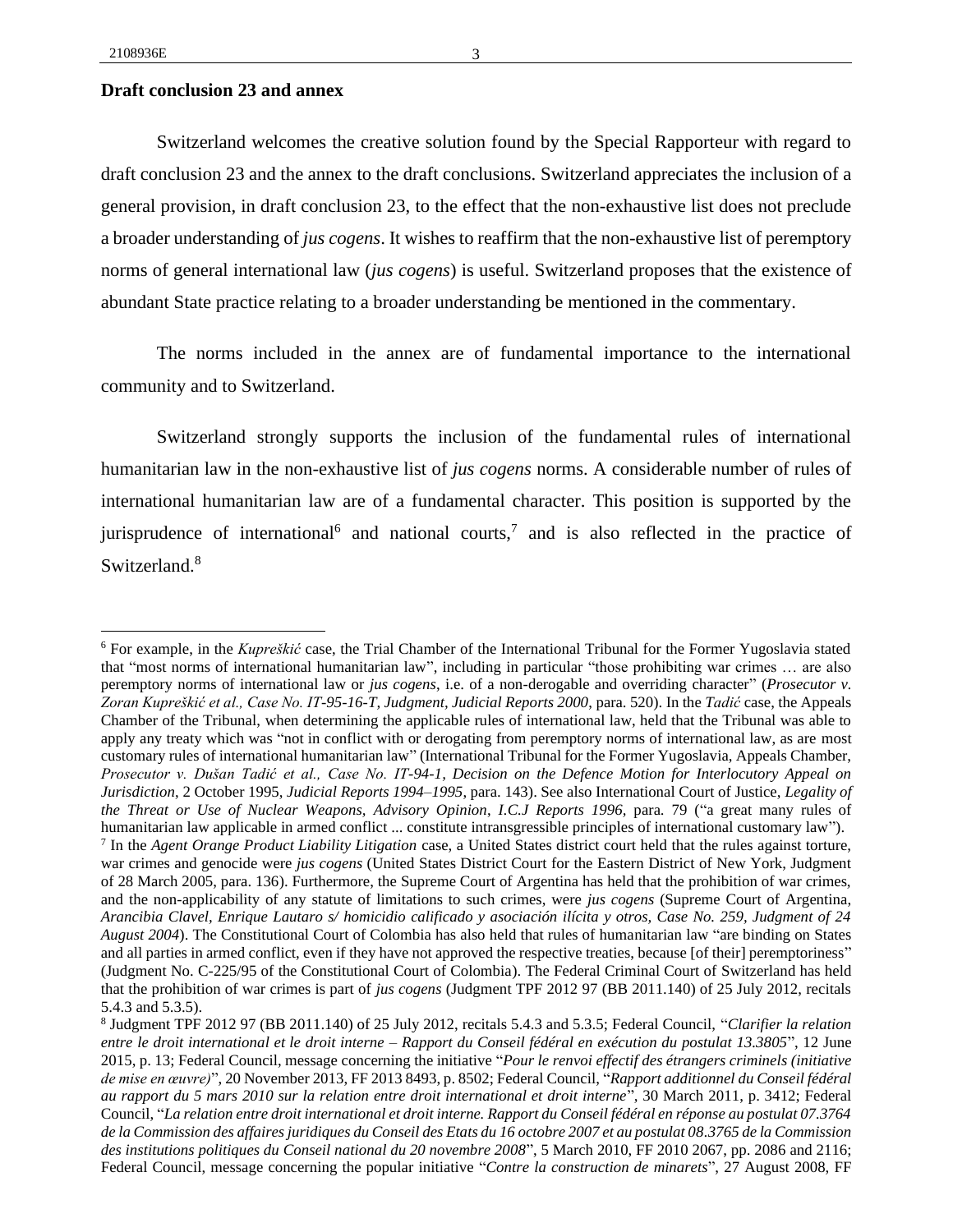**Draft conclusion 23 and annex**

Switzerland welcomes the creative solution found by the Special Rapporteur with regard to draft conclusion 23 and the annex to the draft conclusions. Switzerland appreciates the inclusion of a general provision, in draft conclusion 23, to the effect that the non-exhaustive list does not preclude a broader understanding of *jus cogens*. It wishes to reaffirm that the non-exhaustive list of peremptory norms of general international law (*jus cogens*) is useful. Switzerland proposes that the existence of abundant State practice relating to a broader understanding be mentioned in the commentary.

The norms included in the annex are of fundamental importance to the international community and to Switzerland.

Switzerland strongly supports the inclusion of the fundamental rules of international humanitarian law in the non-exhaustive list of *jus cogens* norms. A considerable number of rules of international humanitarian law are of a fundamental character. This position is supported by the jurisprudence of international[6] and national courts,[7] and is also reflected in the practice of Switzerland.[8]

---

[6] For example, in the *Kupreškić* case, the Trial Chamber of the International Tribunal for the Former Yugoslavia stated that "most norms of international humanitarian law", including in particular "those prohibiting war crimes … are also peremptory norms of international law or *jus cogens*, i.e. of a non-derogable and overriding character" (*Prosecutor v. Zoran Kupreškić et al., Case No. IT-95-16-T, Judgment, Judicial Reports 2000*, para. 520). In the *Tadić* case, the Appeals Chamber of the Tribunal, when determining the applicable rules of international law, held that the Tribunal was able to apply any treaty which was "not in conflict with or derogating from peremptory norms of international law, as are most customary rules of international humanitarian law" (International Tribunal for the Former Yugoslavia, Appeals Chamber, *Prosecutor v. Dušan Tadić et al., Case No. IT-94-1, Decision on the Defence Motion for Interlocutory Appeal on Jurisdiction*, 2 October 1995, *Judicial Reports 1994–1995*, para. 143). See also International Court of Justice, *Legality of the Threat or Use of Nuclear Weapons, Advisory Opinion, I.C.J Reports 1996*, para. 79 ("a great many rules of humanitarian law applicable in armed conflict ... constitute intransgressible principles of international customary law").

[7] In the *Agent Orange Product Liability Litigation* case, a United States district court held that the rules against torture, war crimes and genocide were *jus cogens* (United States District Court for the Eastern District of New York, Judgment of 28 March 2005, para. 136). Furthermore, the Supreme Court of Argentina has held that the prohibition of war crimes, and the non-applicability of any statute of limitations to such crimes, were *jus cogens* (Supreme Court of Argentina, *Arancibia Clavel, Enrique Lautaro s/ homicidio calificado y asociación ilícita y otros, Case No. 259, Judgment of 24 August 2004*). The Constitutional Court of Colombia has also held that rules of humanitarian law "are binding on States and all parties in armed conflict, even if they have not approved the respective treaties, because [of their] peremptoriness" (Judgment No. C-225/95 of the Constitutional Court of Colombia). The Federal Criminal Court of Switzerland has held that the prohibition of war crimes is part of *jus cogens* (Judgment TPF 2012 97 (BB 2011.140) of 25 July 2012, recitals 5.4.3 and 5.3.5).

[8] Judgment TPF 2012 97 (BB 2011.140) of 25 July 2012, recitals 5.4.3 and 5.3.5; Federal Council, "*Clarifier la relation entre le droit international et le droit interne – Rapport du Conseil fédéral en exécution du postulat 13.3805*", 12 June 2015, p. 13; Federal Council, message concerning the initiative "*Pour le renvoi effectif des étrangers criminels (initiative de mise en œuvre)*", 20 November 2013, FF 2013 8493, p. 8502; Federal Council, "*Rapport additionnel du Conseil fédéral au rapport du 5 mars 2010 sur la relation entre droit international et droit interne*", 30 March 2011, p. 3412; Federal Council, "*La relation entre droit international et droit interne. Rapport du Conseil fédéral en réponse au postulat 07.3764 de la Commission des affaires juridiques du Conseil des Etats du 16 octobre 2007 et au postulat 08.3765 de la Commission des institutions politiques du Conseil national du 20 novembre 2008*", 5 March 2010, FF 2010 2067, pp. 2086 and 2116; Federal Council, message concerning the popular initiative "*Contre la construction de minarets*", 27 August 2008, FF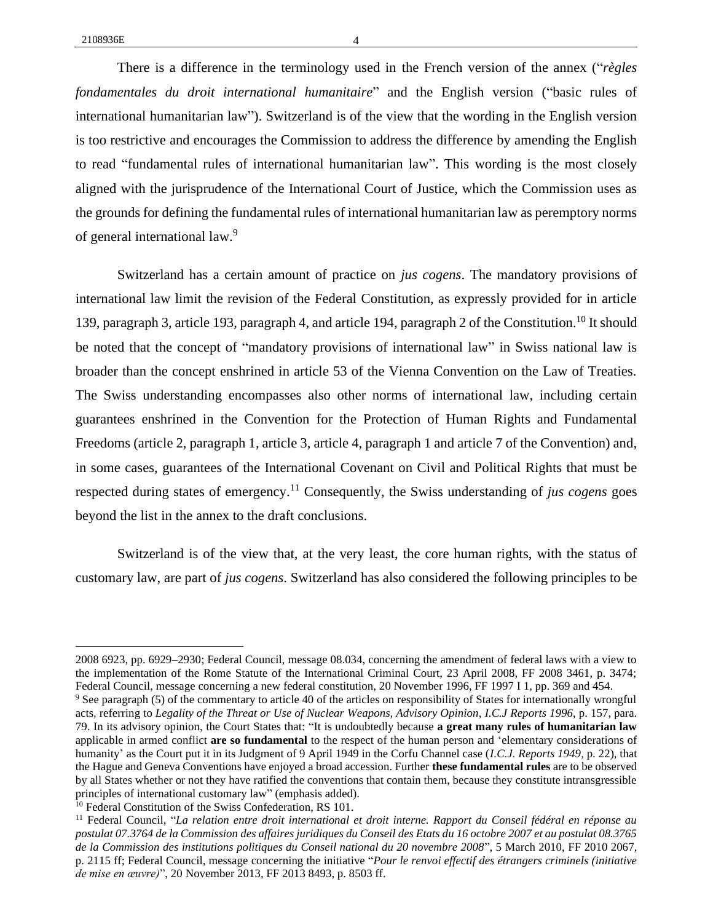There is a difference in the terminology used in the French version of the annex ("*règles fondamentales du droit international humanitaire*" and the English version ("basic rules of international humanitarian law"). Switzerland is of the view that the wording in the English version is too restrictive and encourages the Commission to address the difference by amending the English to read "fundamental rules of international humanitarian law". This wording is the most closely aligned with the jurisprudence of the International Court of Justice, which the Commission uses as the grounds for defining the fundamental rules of international humanitarian law as peremptory norms of general international law.[9]

Switzerland has a certain amount of practice on *jus cogens*. The mandatory provisions of international law limit the revision of the Federal Constitution, as expressly provided for in article 139, paragraph 3, article 193, paragraph 4, and article 194, paragraph 2 of the Constitution.[10] It should be noted that the concept of "mandatory provisions of international law" in Swiss national law is broader than the concept enshrined in article 53 of the Vienna Convention on the Law of Treaties. The Swiss understanding encompasses also other norms of international law, including certain guarantees enshrined in the Convention for the Protection of Human Rights and Fundamental Freedoms (article 2, paragraph 1, article 3, article 4, paragraph 1 and article 7 of the Convention) and, in some cases, guarantees of the International Covenant on Civil and Political Rights that must be respected during states of emergency.[11] Consequently, the Swiss understanding of *jus cogens* goes beyond the list in the annex to the draft conclusions.

Switzerland is of the view that, at the very least, the core human rights, with the status of customary law, are part of *jus cogens*. Switzerland has also considered the following principles to be

---

2008 6923, pp. 6929–2930; Federal Council, message 08.034, concerning the amendment of federal laws with a view to the implementation of the Rome Statute of the International Criminal Court, 23 April 2008, FF 2008 3461, p. 3474; Federal Council, message concerning a new federal constitution, 20 November 1996, FF 1997 I 1, pp. 369 and 454.

[9] See paragraph (5) of the commentary to article 40 of the articles on responsibility of States for internationally wrongful acts, referring to *Legality of the Threat or Use of Nuclear Weapons, Advisory Opinion, I.C.J Reports 1996*, p. 157, para. 79. In its advisory opinion, the Court States that: "It is undoubtedly because **a great many rules of humanitarian law** applicable in armed conflict **are so fundamental** to the respect of the human person and 'elementary considerations of humanity' as the Court put it in its Judgment of 9 April 1949 in the Corfu Channel case (*I.C.J. Reports 1949*, p. 22), that the Hague and Geneva Conventions have enjoyed a broad accession. Further **these fundamental rules** are to be observed by all States whether or not they have ratified the conventions that contain them, because they constitute intransgressible principles of international customary law" (emphasis added).

[10] Federal Constitution of the Swiss Confederation, RS 101.

[11] Federal Council, "*La relation entre droit international et droit interne. Rapport du Conseil fédéral en réponse au postulat 07.3764 de la Commission des affaires juridiques du Conseil des Etats du 16 octobre 2007 et au postulat 08.3765 de la Commission des institutions politiques du Conseil national du 20 novembre 2008*", 5 March 2010, FF 2010 2067, p. 2115 ff; Federal Council, message concerning the initiative "*Pour le renvoi effectif des étrangers criminels (initiative de mise en œuvre)*", 20 November 2013, FF 2013 8493, p. 8503 ff.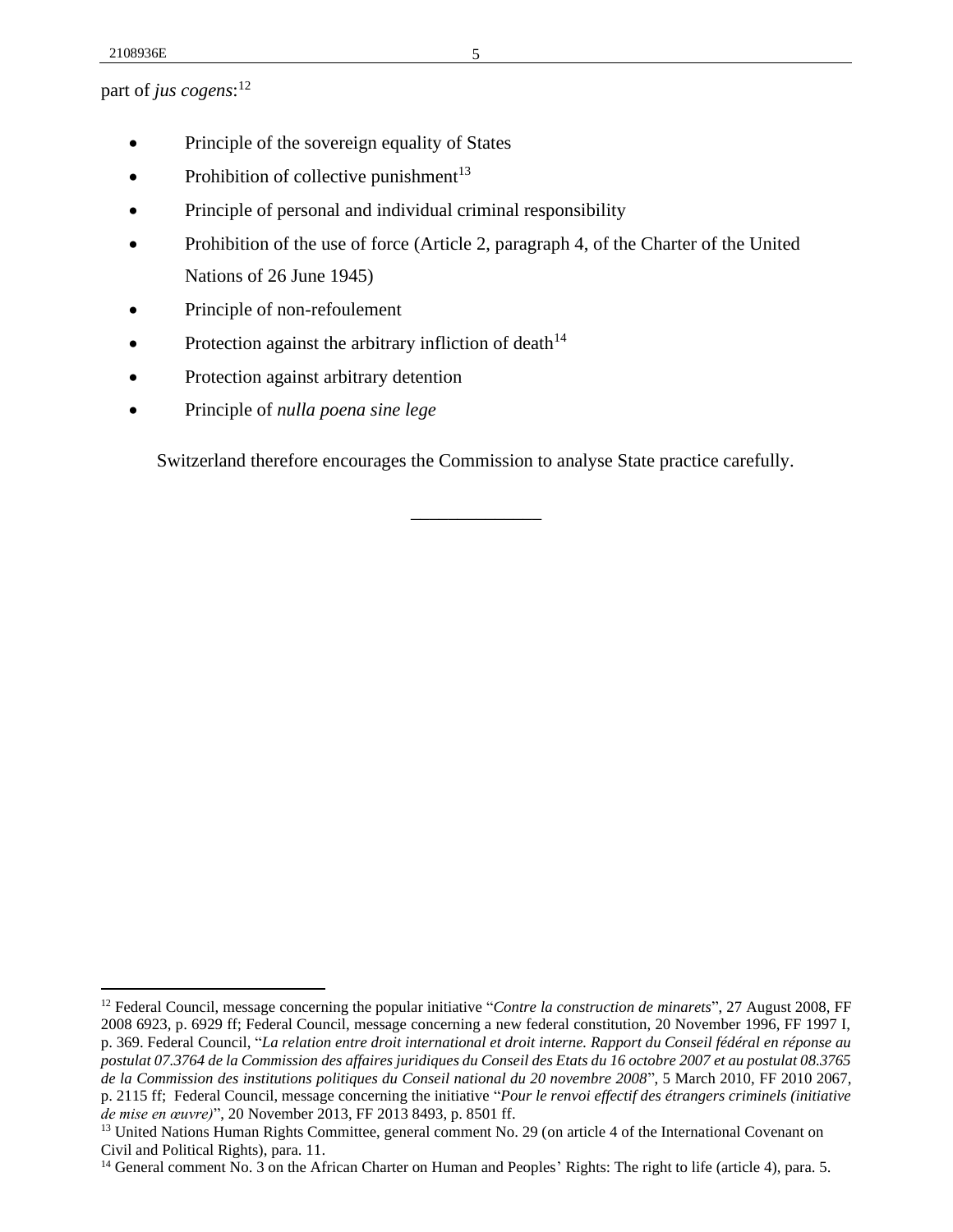part of *jus cogens*:[12]

- Principle of the sovereign equality of States
- Prohibition of collective punishment[13]
- Principle of personal and individual criminal responsibility
- Prohibition of the use of force (Article 2, paragraph 4, of the Charter of the United Nations of 26 June 1945)
- Principle of non-refoulement
- Protection against the arbitrary infliction of death[14]
- Protection against arbitrary detention
- Principle of *nulla poena sine lege*

Switzerland therefore encourages the Commission to analyse State practice carefully.

______________

[12] Federal Council, message concerning the popular initiative "*Contre la construction de minarets*", 27 August 2008, FF 2008 6923, p. 6929 ff; Federal Council, message concerning a new federal constitution, 20 November 1996, FF 1997 I, p. 369. Federal Council, "*La relation entre droit international et droit interne. Rapport du Conseil fédéral en réponse au postulat 07.3764 de la Commission des affaires juridiques du Conseil des Etats du 16 octobre 2007 et au postulat 08.3765 de la Commission des institutions politiques du Conseil national du 20 novembre 2008*", 5 March 2010, FF 2010 2067, p. 2115 ff; Federal Council, message concerning the initiative "*Pour le renvoi effectif des étrangers criminels (initiative de mise en œuvre)*", 20 November 2013, FF 2013 8493, p. 8501 ff.

[13] United Nations Human Rights Committee, general comment No. 29 (on article 4 of the International Covenant on Civil and Political Rights), para. 11.

[14] General comment No. 3 on the African Charter on Human and Peoples' Rights: The right to life (article 4), para. 5.